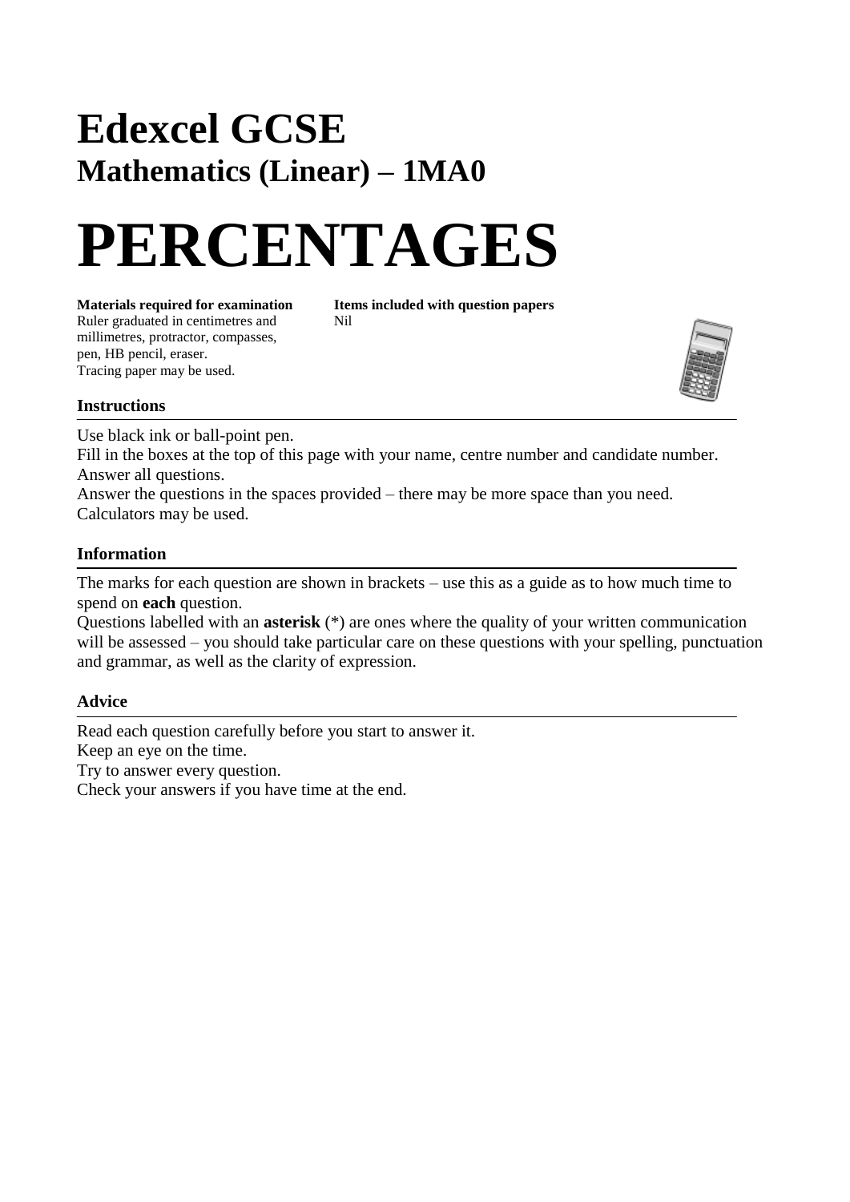# Edexcel GCSE

## Mathematics (Linear) – 1MA0

# PERCENTAGES

**Materials required for examination**
Ruler graduated in centimetres and millimetres, protractor, compasses, pen, HB pencil, eraser.
Tracing paper may be used.

**Items included with question papers**
Nil

### Instructions

Use black ink or ball-point pen.
Fill in the boxes at the top of this page with your name, centre number and candidate number.
Answer all questions.
Answer the questions in the spaces provided – there may be more space than you need.
Calculators may be used.

### Information

The marks for each question are shown in brackets – use this as a guide as to how much time to spend on **each** question.
Questions labelled with an **asterisk** (*) are ones where the quality of your written communication will be assessed – you should take particular care on these questions with your spelling, punctuation and grammar, as well as the clarity of expression.

### Advice

Read each question carefully before you start to answer it.
Keep an eye on the time.
Try to answer every question.
Check your answers if you have time at the end.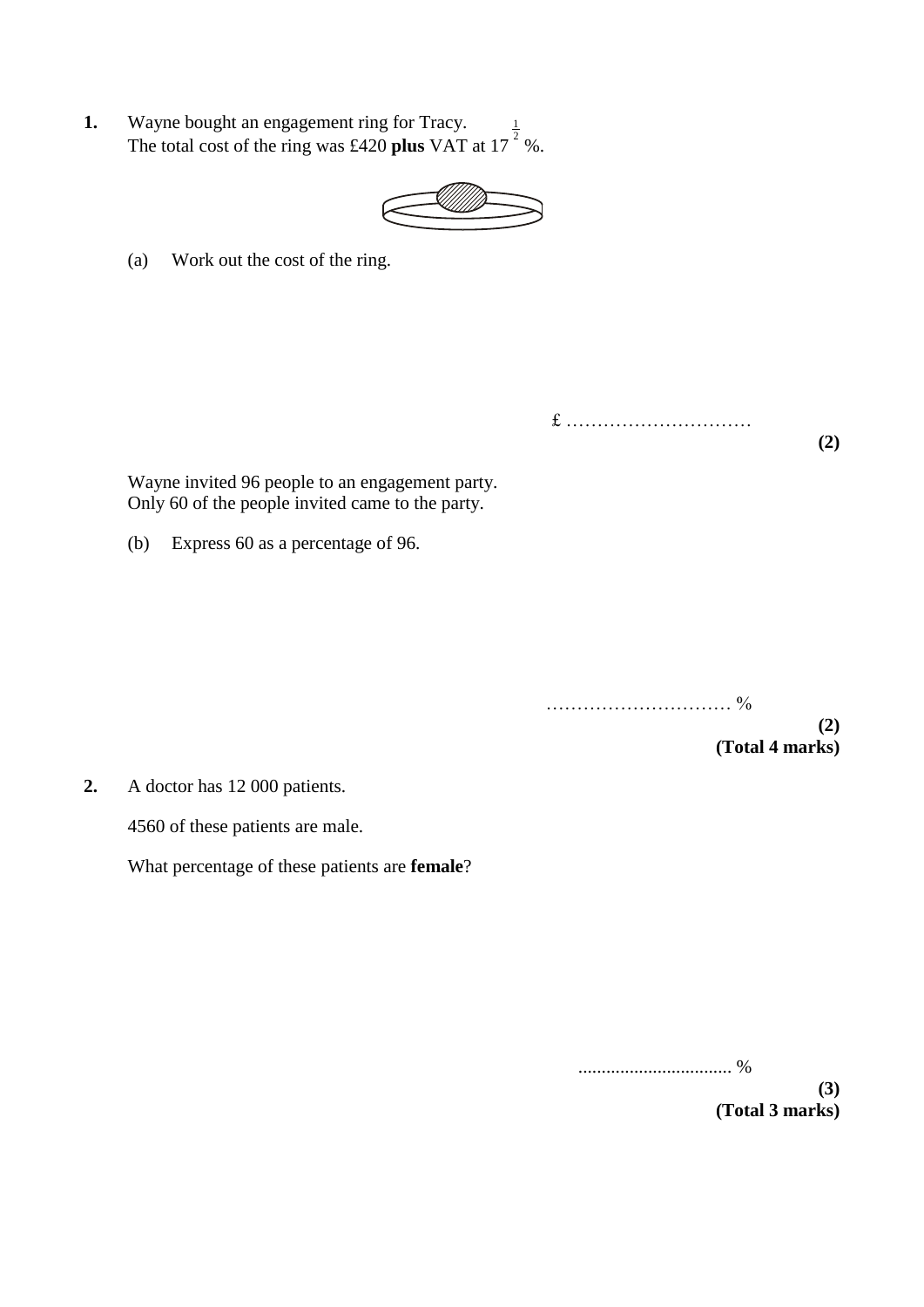**1.** Wayne bought an engagement ring for Tracy.
The total cost of the ring was £420 **plus** VAT at $17\frac{1}{2}$ %.

(a) Work out the cost of the ring.

£ …………………………

**(2)**

Wayne invited 96 people to an engagement party.
Only 60 of the people invited came to the party.

(b) Express 60 as a percentage of 96.

………………………… %

**(2)**
**(Total 4 marks)**

**2.** A doctor has 12 000 patients.

4560 of these patients are male.

What percentage of these patients are **female**?

................................. %

**(3)**
**(Total 3 marks)**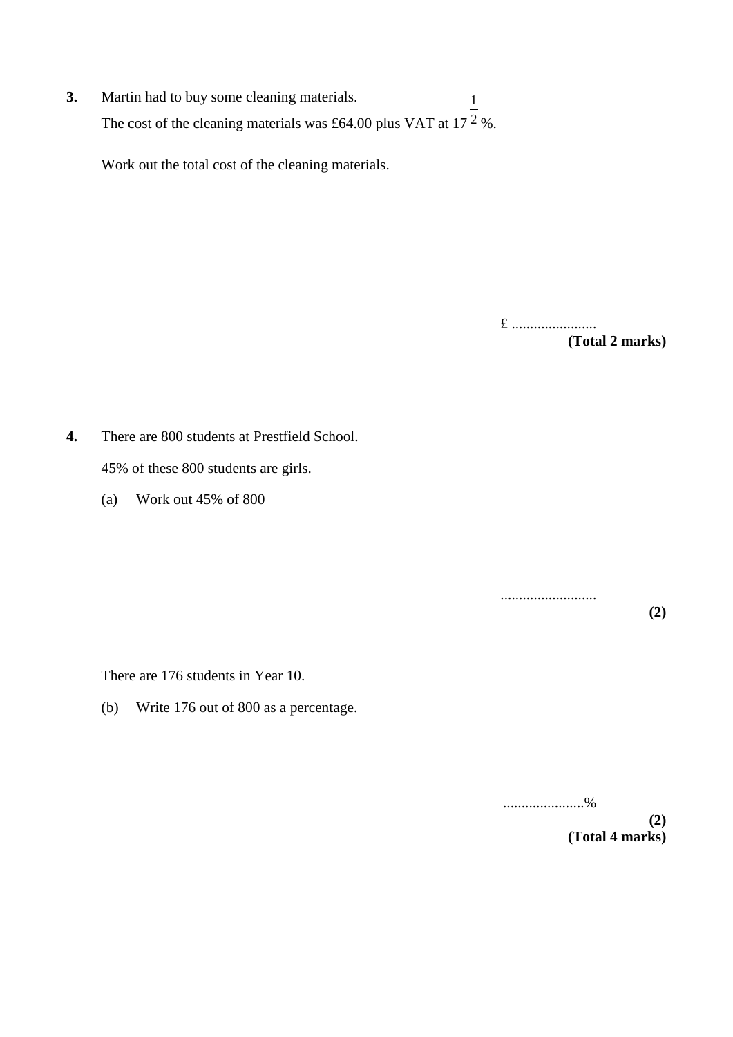**3.** Martin had to buy some cleaning materials.

The cost of the cleaning materials was £64.00 plus VAT at $17\frac{1}{2}$%.

Work out the total cost of the cleaning materials.

£ .......................

**(Total 2 marks)**

**4.** There are 800 students at Prestfield School.

45% of these 800 students are girls.

(a) Work out 45% of 800

..........................

**(2)**

There are 176 students in Year 10.

(b) Write 176 out of 800 as a percentage.

......................%

**(2)**

**(Total 4 marks)**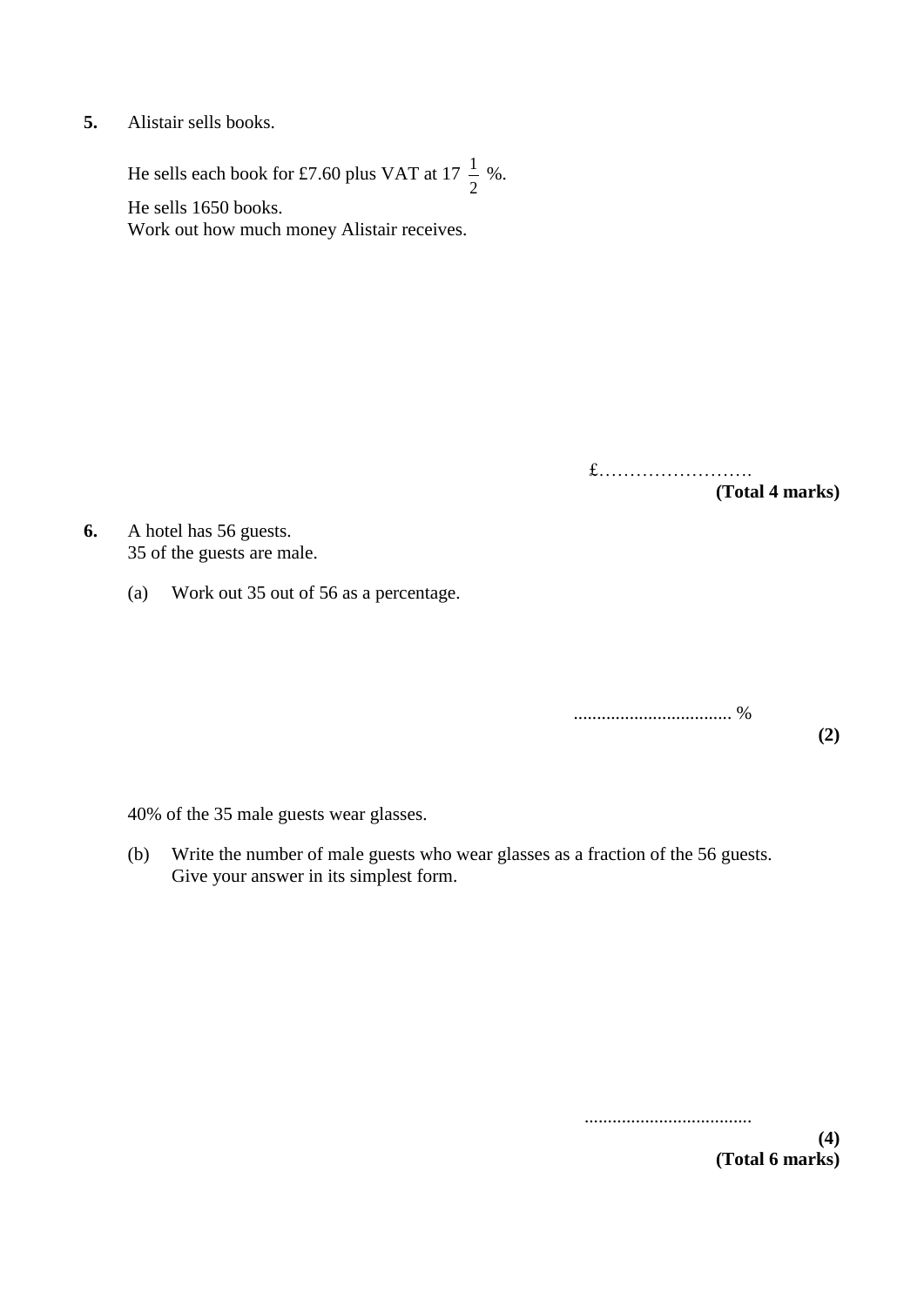**5.** Alistair sells books.

He sells each book for £7.60 plus VAT at $17\frac{1}{2}$ %.

He sells 1650 books.
Work out how much money Alistair receives.

£……………………

**(Total 4 marks)**

**6.** A hotel has 56 guests.
35 of the guests are male.

(a) Work out 35 out of 56 as a percentage.

.................................. %

**(2)**

40% of the 35 male guests wear glasses.

(b) Write the number of male guests who wear glasses as a fraction of the 56 guests.
Give your answer in its simplest form.

....................................

**(4)**

**(Total 6 marks)**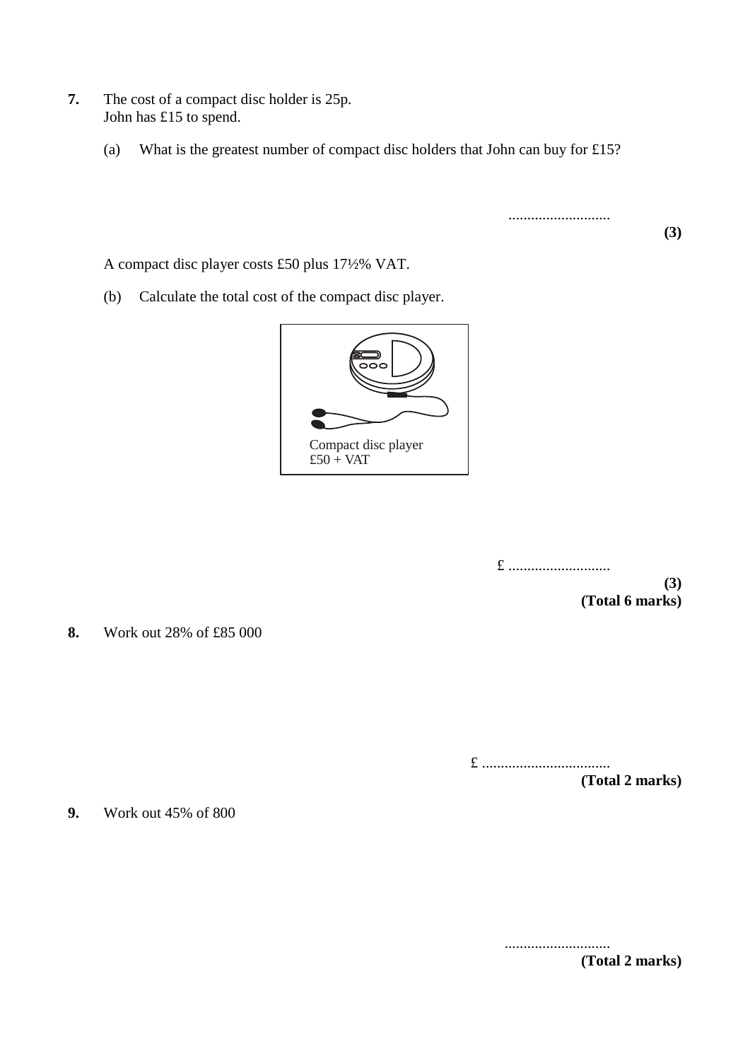**7.** The cost of a compact disc holder is 25p.
John has £15 to spend.

(a) What is the greatest number of compact disc holders that John can buy for £15?

...........................

**(3)**

A compact disc player costs £50 plus 17½% VAT.

(b) Calculate the total cost of the compact disc player.

Compact disc player
£50 + VAT

£ ...........................

**(3)**
**(Total 6 marks)**

**8.** Work out 28% of £85 000

£ .................................

**(Total 2 marks)**

**9.** Work out 45% of 800

............................

**(Total 2 marks)**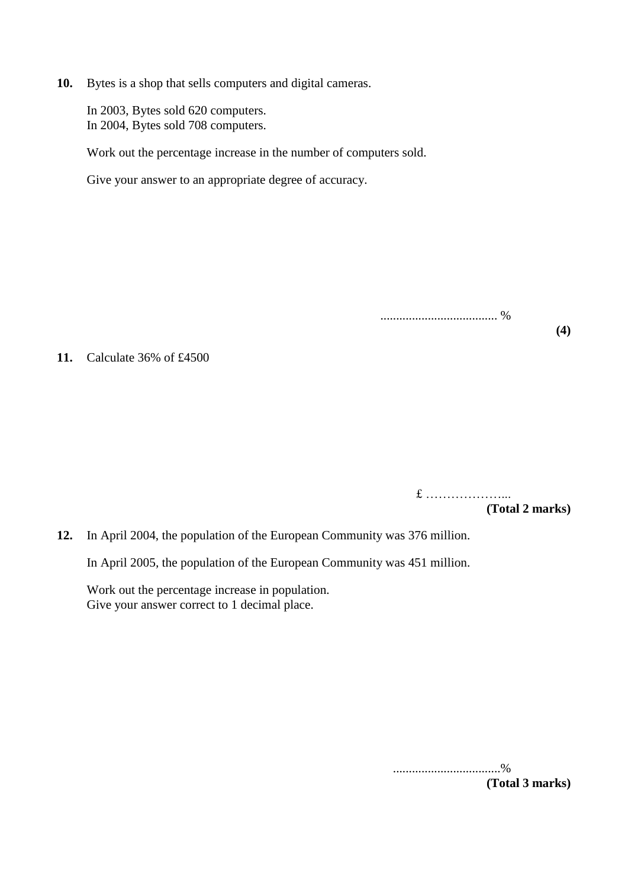**10.** Bytes is a shop that sells computers and digital cameras.

In 2003, Bytes sold 620 computers.
In 2004, Bytes sold 708 computers.

Work out the percentage increase in the number of computers sold.

Give your answer to an appropriate degree of accuracy.

..................................... %

**(4)**

**11.** Calculate 36% of £4500

£ ………………...

**(Total 2 marks)**

**12.** In April 2004, the population of the European Community was 376 million.

In April 2005, the population of the European Community was 451 million.

Work out the percentage increase in population.
Give your answer correct to 1 decimal place.

..................................%

**(Total 3 marks)**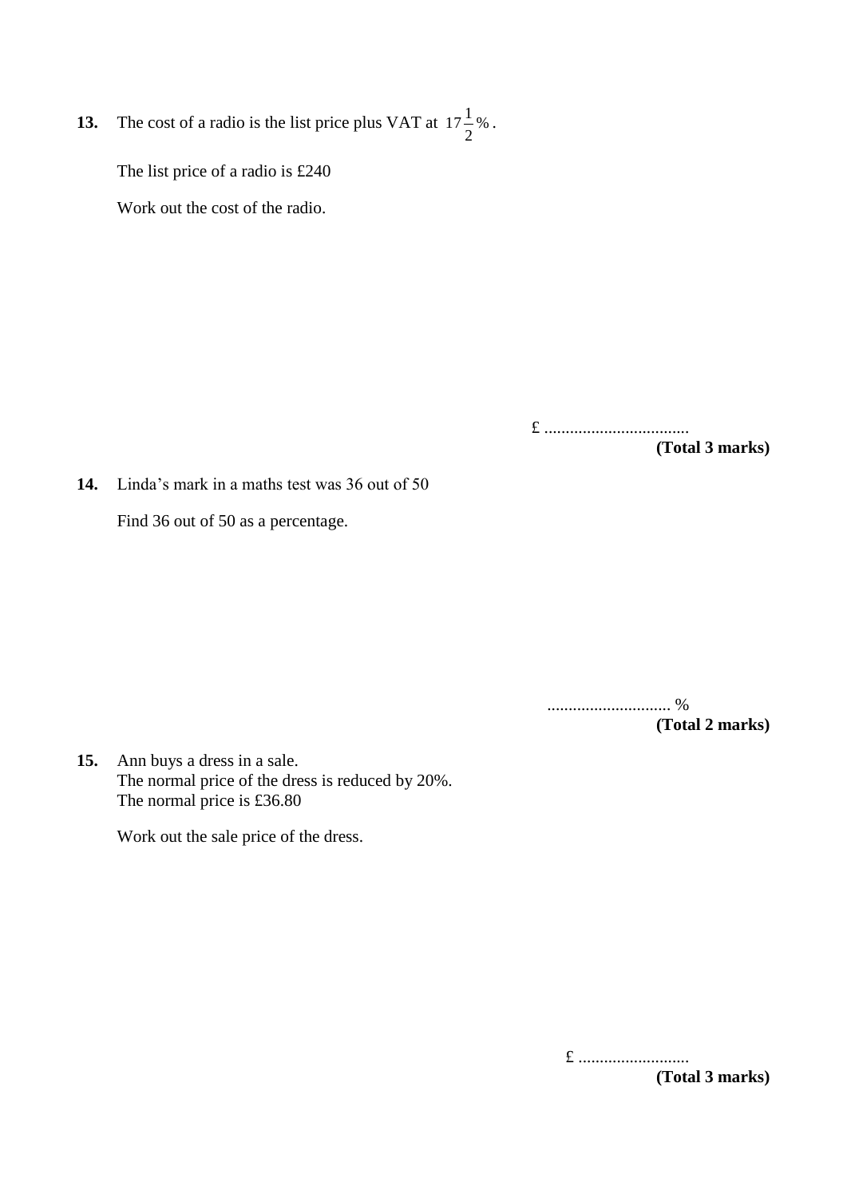**13.** The cost of a radio is the list price plus VAT at $17\frac{1}{2}\%$.

The list price of a radio is £240

Work out the cost of the radio.

£ ..................................

**(Total 3 marks)**

**14.** Linda's mark in a maths test was 36 out of 50

Find 36 out of 50 as a percentage.

............................. %

**(Total 2 marks)**

**15.** Ann buys a dress in a sale.
The normal price of the dress is reduced by 20%.
The normal price is £36.80

Work out the sale price of the dress.

£ ..........................

**(Total 3 marks)**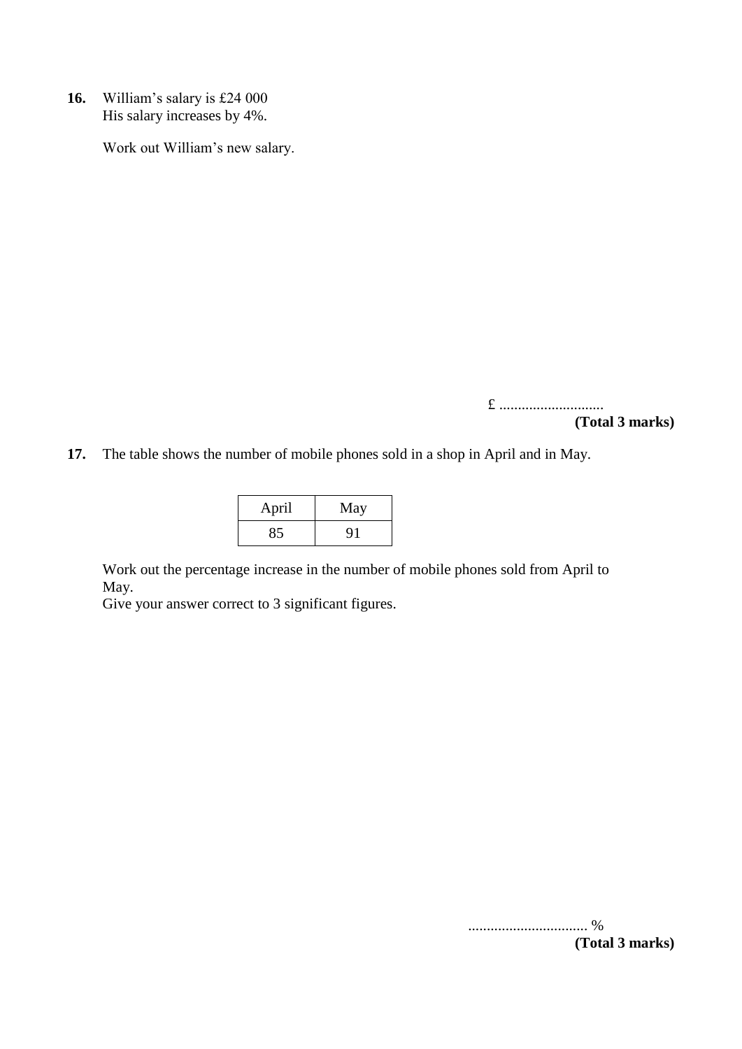**16.** William's salary is £24 000
His salary increases by 4%.

Work out William's new salary.

£ ............................

**(Total 3 marks)**

**17.** The table shows the number of mobile phones sold in a shop in April and in May.

| April | May |
|---|---|
| 85 | 91 |

Work out the percentage increase in the number of mobile phones sold from April to May.
Give your answer correct to 3 significant figures.

................................ %

**(Total 3 marks)**